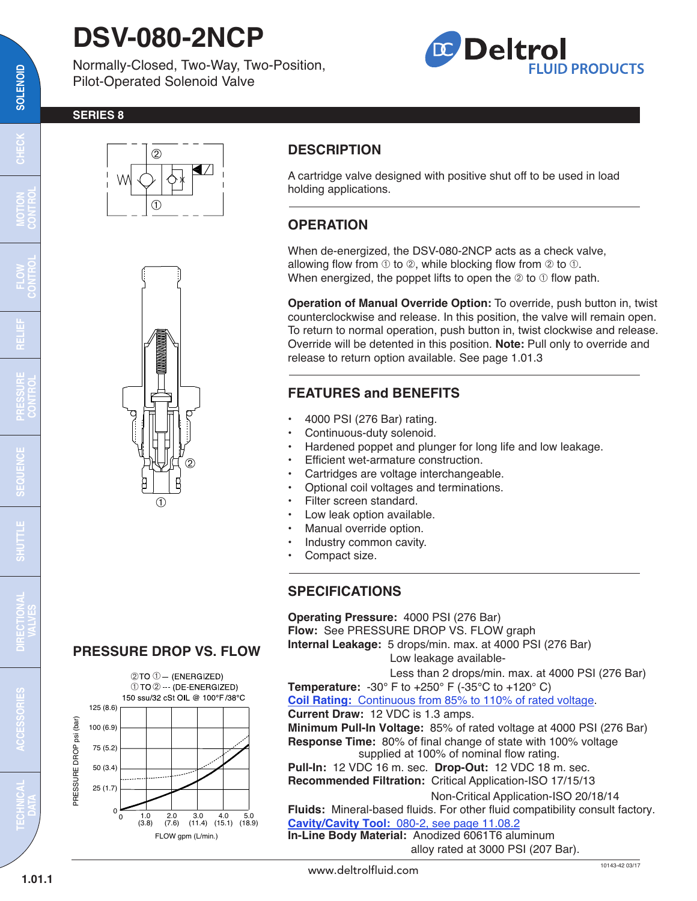# DSV-080-2NCP

Normally-Closed, Two-Way, Two-Position, Pilot-Operated Solenoid Valve

**SERIES 8**

## DESCRIPTION

A cartridge valve designed with positive shut off to be used in load holding applications.

## OPERATION

When de-energized, the DSV-080-2NCP acts as a check valve, allowing flow from ① to ②, while blocking flow from ② to ①. When energized, the poppet lifts to open the ② to ① flow path.

**Operation of Manual Override Option:** To override, push button in, twist counterclockwise and release. In this position, the valve will remain open. To return to normal operation, push button in, twist clockwise and release. Override will be detented in this position. **Note:** Pull only to override and release to return option available. See page 1.01.3

## FEATURES and BENEFITS

- 4000 PSI (276 Bar) rating.
- Continuous-duty solenoid.
- Hardened poppet and plunger for long life and low leakage.
- Efficient wet-armature construction.
- Cartridges are voltage interchangeable.
- Optional coil voltages and terminations.
- Filter screen standard.
- Low leak option available.
- Manual override option.
- Industry common cavity.
- Compact size.

## SPECIFICATIONS

**Operating Pressure:** 4000 PSI (276 Bar)
**Flow:** See PRESSURE DROP VS. FLOW graph
**Internal Leakage:** 5 drops/min. max. at 4000 PSI (276 Bar)
Low leakage available-
Less than 2 drops/min. max. at 4000 PSI (276 Bar)
**Temperature:** -30° F to +250° F (-35°C to +120° C)
**Coil Rating:** Continuous from 85% to 110% of rated voltage.
**Current Draw:** 12 VDC is 1.3 amps.
**Minimum Pull-In Voltage:** 85% of rated voltage at 4000 PSI (276 Bar)
**Response Time:** 80% of final change of state with 100% voltage supplied at 100% of nominal flow rating.
**Pull-In:** 12 VDC 16 m. sec. **Drop-Out:** 12 VDC 18 m. sec.
**Recommended Filtration:** Critical Application-ISO 17/15/13
Non-Critical Application-ISO 20/18/14
**Fluids:** Mineral-based fluids. For other fluid compatibility consult factory.
**Cavity/Cavity Tool:** 080-2, see page 11.08.2
**In-Line Body Material:** Anodized 6061T6 aluminum alloy rated at 3000 PSI (207 Bar).

## PRESSURE DROP VS. FLOW

②TO ① — (ENERGIZED)
① TO ② --- (DE-ENERGIZED)
150 ssu/32 cSt OIL @ 100°F/38°C

PRESSURE DROP psi (bar): 0, 25 (1.7), 50 (3.4), 75 (5.2), 100 (6.9), 125 (8.6)

FLOW gpm (L/min.): 0, 1.0 (3.8), 2.0 (7.6), 3.0 (11.4), 4.0 (15.1), 5.0 (18.9)

www.deltrolfluid.com

10143-42 03/17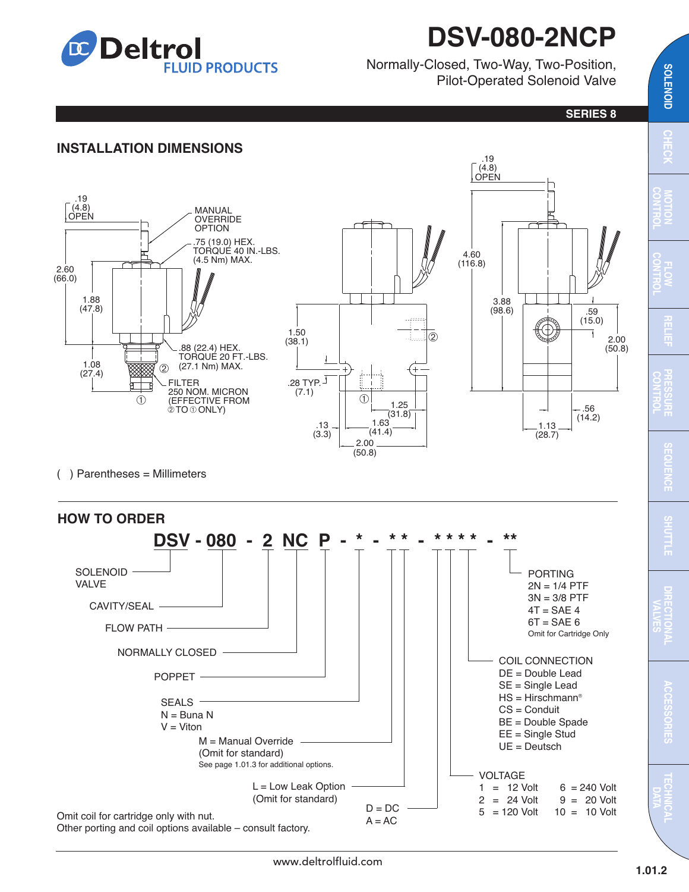# DSV-080-2NCP

Normally-Closed, Two-Way, Two-Position, Pilot-Operated Solenoid Valve

**SERIES 8**

## INSTALLATION DIMENSIONS

.19 (4.8) OPEN

MANUAL OVERRIDE OPTION

.75 (19.0) HEX. TORQUE 40 IN.-LBS. (4.5 Nm) MAX.

2.60 (66.0)

1.88 (47.8)

.88 (22.4) HEX. TORQUE 20 FT.-LBS. (27.1 Nm) MAX.

1.08 (27.4)

FILTER 250 NOM. MICRON (EFFECTIVE FROM ② TO ① ONLY)

1.50 (38.1)

.28 TYP. (7.1)

1.25 (31.8)

1.63 (41.4)

.13 (3.3)

2.00 (50.8)

4.60 (116.8)

3.88 (98.6)

.59 (15.0)

2.00 (50.8)

.56 (14.2)

1.13 (28.7)

( ) Parentheses = Millimeters

## HOW TO ORDER

**DSV - 080 - 2 NC P - * - * * - * * * * - ****

- SOLENOID VALVE
- CAVITY/SEAL
- FLOW PATH
- NORMALLY CLOSED
- POPPET
- SEALS
  - N = Buna N
  - V = Viton
- M = Manual Override (Omit for standard)
  - See page 1.01.3 for additional options.
- L = Low Leak Option (Omit for standard)
- D = DC
- A = AC
- VOLTAGE
  - 1 = 12 Volt
  - 2 = 24 Volt
  - 5 = 120 Volt
  - 6 = 240 Volt
  - 9 = 20 Volt
  - 10 = 10 Volt
- COIL CONNECTION
  - DE = Double Lead
  - SE = Single Lead
  - HS = Hirschmann®
  - CS = Conduit
  - BE = Double Spade
  - EE = Single Stud
  - UE = Deutsch
- PORTING
  - 2N = 1/4 PTF
  - 3N = 3/8 PTF
  - 4T = SAE 4
  - 6T = SAE 6
  - Omit for Cartridge Only

Omit coil for cartridge only with nut.
Other porting and coil options available – consult factory.